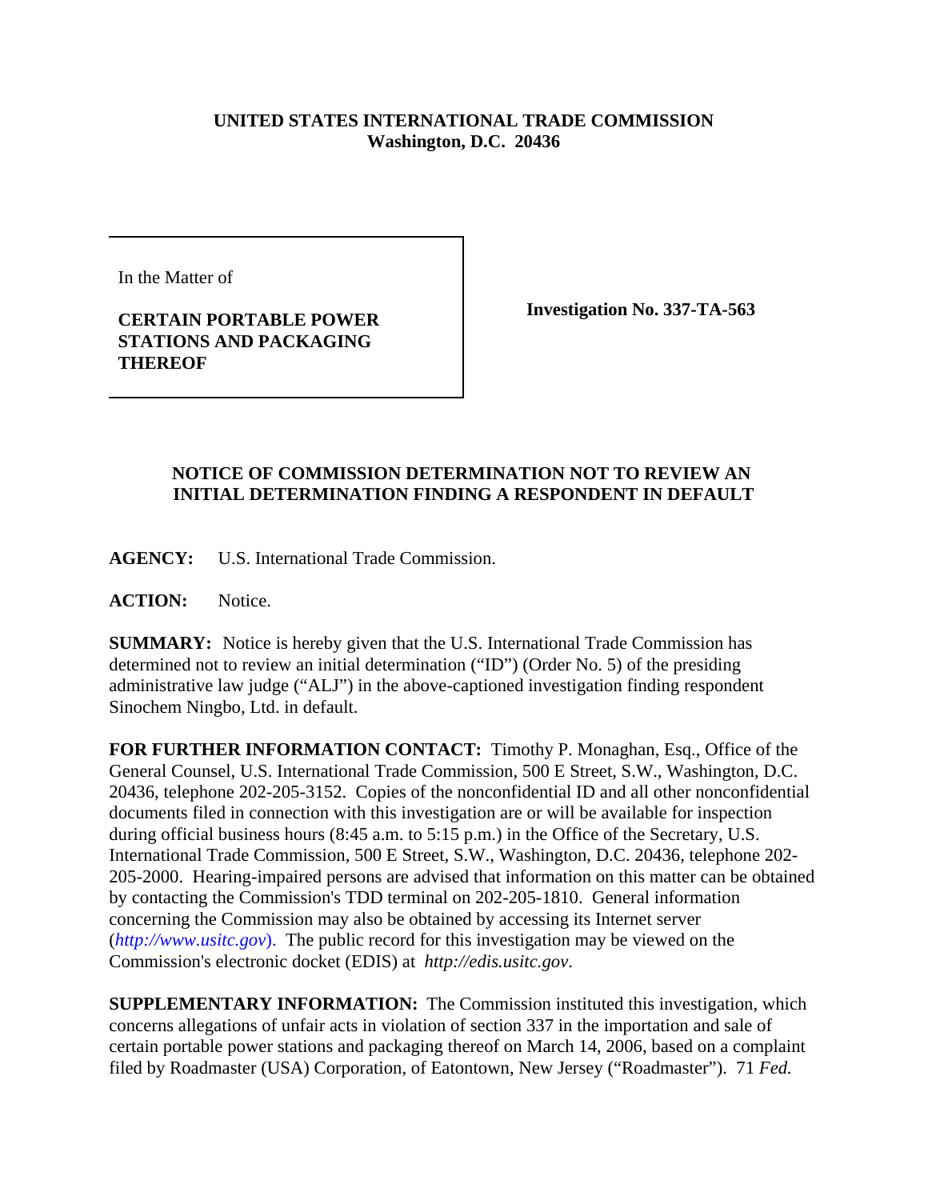**UNITED STATES INTERNATIONAL TRADE COMMISSION**
**Washington, D.C. 20436**

| In the Matter of<br><br>**CERTAIN PORTABLE POWER STATIONS AND PACKAGING THEREOF** | **Investigation No. 337-TA-563** |
|---|---|

## NOTICE OF COMMISSION DETERMINATION NOT TO REVIEW AN INITIAL DETERMINATION FINDING A RESPONDENT IN DEFAULT

**AGENCY:** U.S. International Trade Commission.

**ACTION:** Notice.

**SUMMARY:** Notice is hereby given that the U.S. International Trade Commission has determined not to review an initial determination ("ID") (Order No. 5) of the presiding administrative law judge ("ALJ") in the above-captioned investigation finding respondent Sinochem Ningbo, Ltd. in default.

**FOR FURTHER INFORMATION CONTACT:** Timothy P. Monaghan, Esq., Office of the General Counsel, U.S. International Trade Commission, 500 E Street, S.W., Washington, D.C. 20436, telephone 202-205-3152. Copies of the nonconfidential ID and all other nonconfidential documents filed in connection with this investigation are or will be available for inspection during official business hours (8:45 a.m. to 5:15 p.m.) in the Office of the Secretary, U.S. International Trade Commission, 500 E Street, S.W., Washington, D.C. 20436, telephone 202-205-2000. Hearing-impaired persons are advised that information on this matter can be obtained by contacting the Commission's TDD terminal on 202-205-1810. General information concerning the Commission may also be obtained by accessing its Internet server (*http://www.usitc.gov*). The public record for this investigation may be viewed on the Commission's electronic docket (EDIS) at *http://edis.usitc.gov*.

**SUPPLEMENTARY INFORMATION:** The Commission instituted this investigation, which concerns allegations of unfair acts in violation of section 337 in the importation and sale of certain portable power stations and packaging thereof on March 14, 2006, based on a complaint filed by Roadmaster (USA) Corporation, of Eatontown, New Jersey ("Roadmaster"). 71 *Fed.*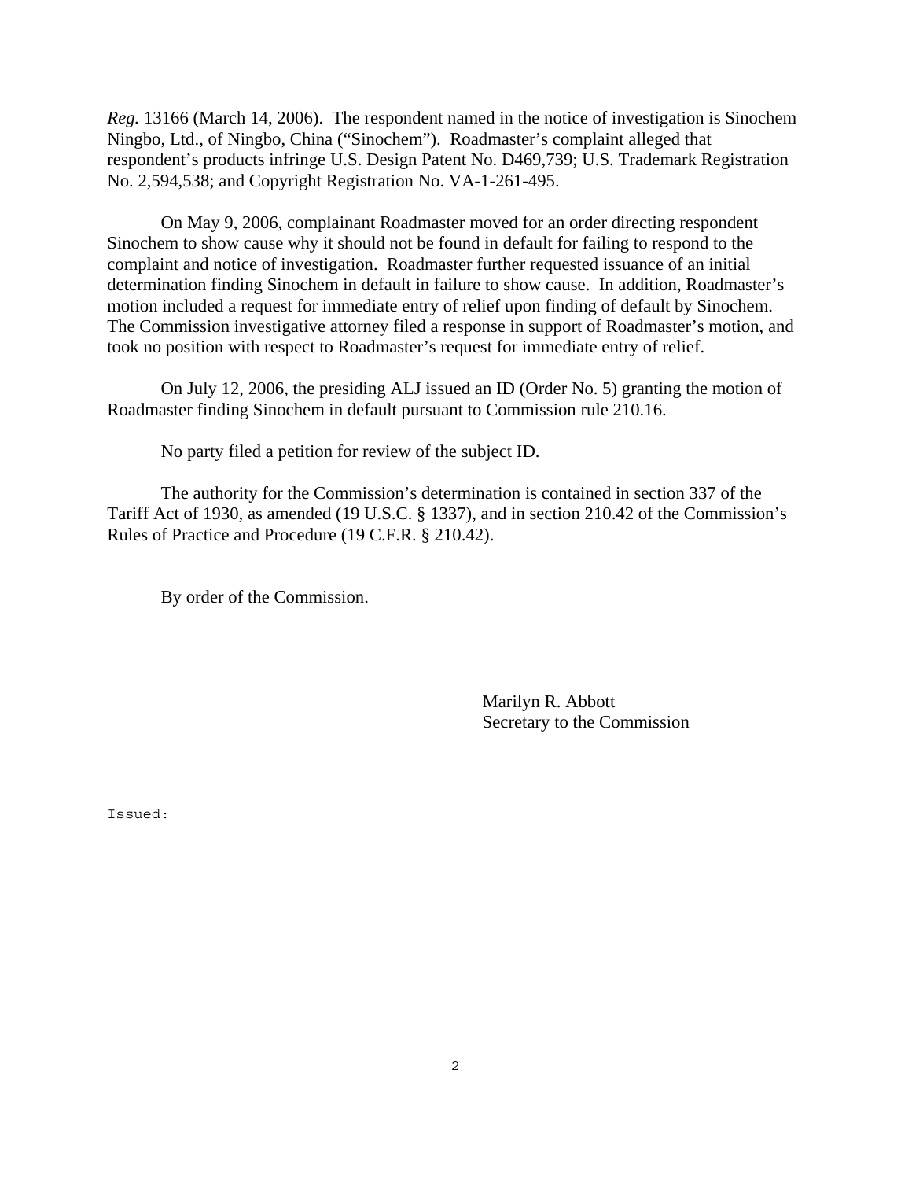*Reg.* 13166 (March 14, 2006). The respondent named in the notice of investigation is Sinochem Ningbo, Ltd., of Ningbo, China ("Sinochem"). Roadmaster's complaint alleged that respondent's products infringe U.S. Design Patent No. D469,739; U.S. Trademark Registration No. 2,594,538; and Copyright Registration No. VA-1-261-495.

On May 9, 2006, complainant Roadmaster moved for an order directing respondent Sinochem to show cause why it should not be found in default for failing to respond to the complaint and notice of investigation. Roadmaster further requested issuance of an initial determination finding Sinochem in default in failure to show cause. In addition, Roadmaster's motion included a request for immediate entry of relief upon finding of default by Sinochem. The Commission investigative attorney filed a response in support of Roadmaster's motion, and took no position with respect to Roadmaster's request for immediate entry of relief.

On July 12, 2006, the presiding ALJ issued an ID (Order No. 5) granting the motion of Roadmaster finding Sinochem in default pursuant to Commission rule 210.16.

No party filed a petition for review of the subject ID.

The authority for the Commission's determination is contained in section 337 of the Tariff Act of 1930, as amended (19 U.S.C. § 1337), and in section 210.42 of the Commission's Rules of Practice and Procedure (19 C.F.R. § 210.42).

By order of the Commission.

Marilyn R. Abbott
Secretary to the Commission

Issued: